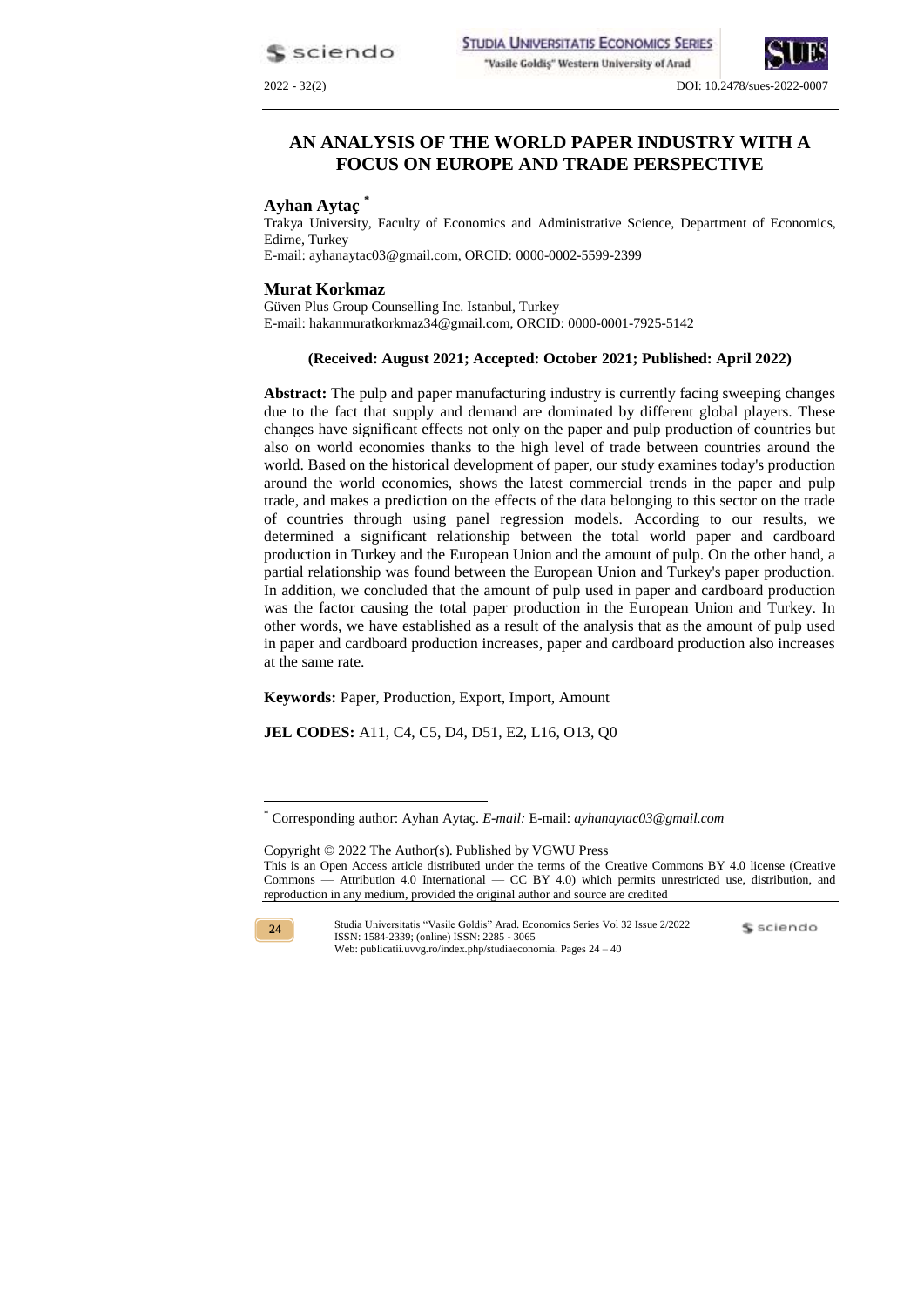# AN ANALYSIS OF THE WORLD PAPER INDUSTRY WITH A FOCUS ON EUROPE AND TRADE PERSPECTIVE

**Ayhan Aytaç** [*]

Trakya University, Faculty of Economics and Administrative Science, Department of Economics, Edirne, Turkey

E-mail: ayhanaytac03@gmail.com, ORCID: 0000-0002-5599-2399

**Murat Korkmaz**

Güven Plus Group Counselling Inc. Istanbul, Turkey

E-mail: hakanmuratkorkmaz34@gmail.com, ORCID: 0000-0001-7925-5142

**(Received: August 2021; Accepted: October 2021; Published: April 2022)**

**Abstract:** The pulp and paper manufacturing industry is currently facing sweeping changes due to the fact that supply and demand are dominated by different global players. These changes have significant effects not only on the paper and pulp production of countries but also on world economies thanks to the high level of trade between countries around the world. Based on the historical development of paper, our study examines today's production around the world economies, shows the latest commercial trends in the paper and pulp trade, and makes a prediction on the effects of the data belonging to this sector on the trade of countries through using panel regression models. According to our results, we determined a significant relationship between the total world paper and cardboard production in Turkey and the European Union and the amount of pulp. On the other hand, a partial relationship was found between the European Union and Turkey's paper production. In addition, we concluded that the amount of pulp used in paper and cardboard production was the factor causing the total paper production in the European Union and Turkey. In other words, we have established as a result of the analysis that as the amount of pulp used in paper and cardboard production increases, paper and cardboard production also increases at the same rate.

**Keywords:** Paper, Production, Export, Import, Amount

**JEL CODES:** A11, C4, C5, D4, D51, E2, L16, O13, Q0

---

[*] Corresponding author: Ayhan Aytaç. *E-mail:* E-mail: *ayhanaytac03@gmail.com*

Copyright © 2022 The Author(s). Published by VGWU Press

This is an Open Access article distributed under the terms of the Creative Commons BY 4.0 license (Creative Commons — Attribution 4.0 International — CC BY 4.0) which permits unrestricted use, distribution, and reproduction in any medium, provided the original author and source are credited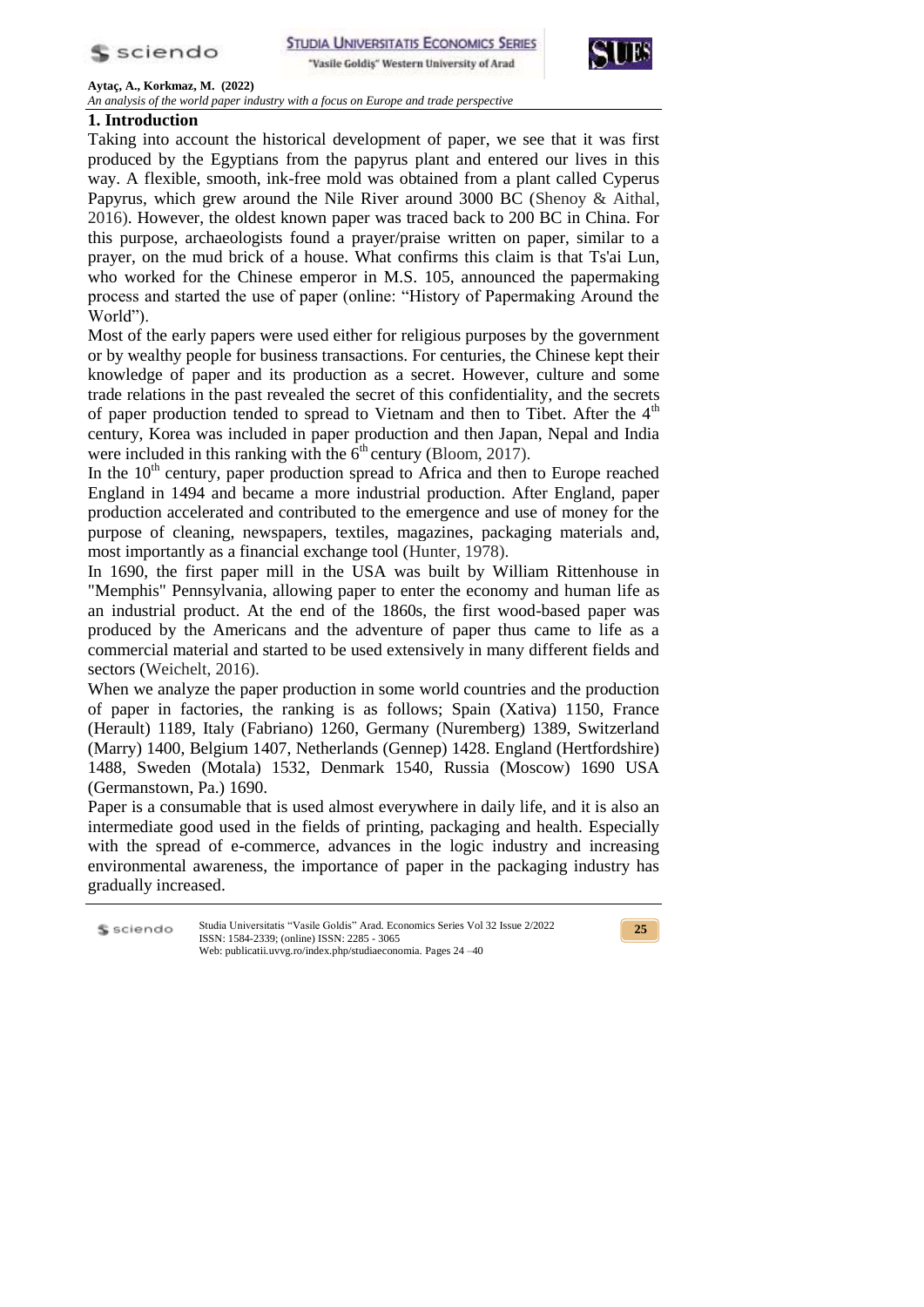## 1. Introduction

Taking into account the historical development of paper, we see that it was first produced by the Egyptians from the papyrus plant and entered our lives in this way. A flexible, smooth, ink-free mold was obtained from a plant called Cyperus Papyrus, which grew around the Nile River around 3000 BC (Shenoy & Aithal, 2016). However, the oldest known paper was traced back to 200 BC in China. For this purpose, archaeologists found a prayer/praise written on paper, similar to a prayer, on the mud brick of a house. What confirms this claim is that Ts'ai Lun, who worked for the Chinese emperor in M.S. 105, announced the papermaking process and started the use of paper (online: "History of Papermaking Around the World").

Most of the early papers were used either for religious purposes by the government or by wealthy people for business transactions. For centuries, the Chinese kept their knowledge of paper and its production as a secret. However, culture and some trade relations in the past revealed the secret of this confidentiality, and the secrets of paper production tended to spread to Vietnam and then to Tibet. After the 4th century, Korea was included in paper production and then Japan, Nepal and India were included in this ranking with the 6th century (Bloom, 2017).

In the 10th century, paper production spread to Africa and then to Europe reached England in 1494 and became a more industrial production. After England, paper production accelerated and contributed to the emergence and use of money for the purpose of cleaning, newspapers, textiles, magazines, packaging materials and, most importantly as a financial exchange tool (Hunter, 1978).

In 1690, the first paper mill in the USA was built by William Rittenhouse in "Memphis" Pennsylvania, allowing paper to enter the economy and human life as an industrial product. At the end of the 1860s, the first wood-based paper was produced by the Americans and the adventure of paper thus came to life as a commercial material and started to be used extensively in many different fields and sectors (Weichelt, 2016).

When we analyze the paper production in some world countries and the production of paper in factories, the ranking is as follows; Spain (Xativa) 1150, France (Herault) 1189, Italy (Fabriano) 1260, Germany (Nuremberg) 1389, Switzerland (Marry) 1400, Belgium 1407, Netherlands (Gennep) 1428. England (Hertfordshire) 1488, Sweden (Motala) 1532, Denmark 1540, Russia (Moscow) 1690 USA (Germanstown, Pa.) 1690.

Paper is a consumable that is used almost everywhere in daily life, and it is also an intermediate good used in the fields of printing, packaging and health. Especially with the spread of e-commerce, advances in the logic industry and increasing environmental awareness, the importance of paper in the packaging industry has gradually increased.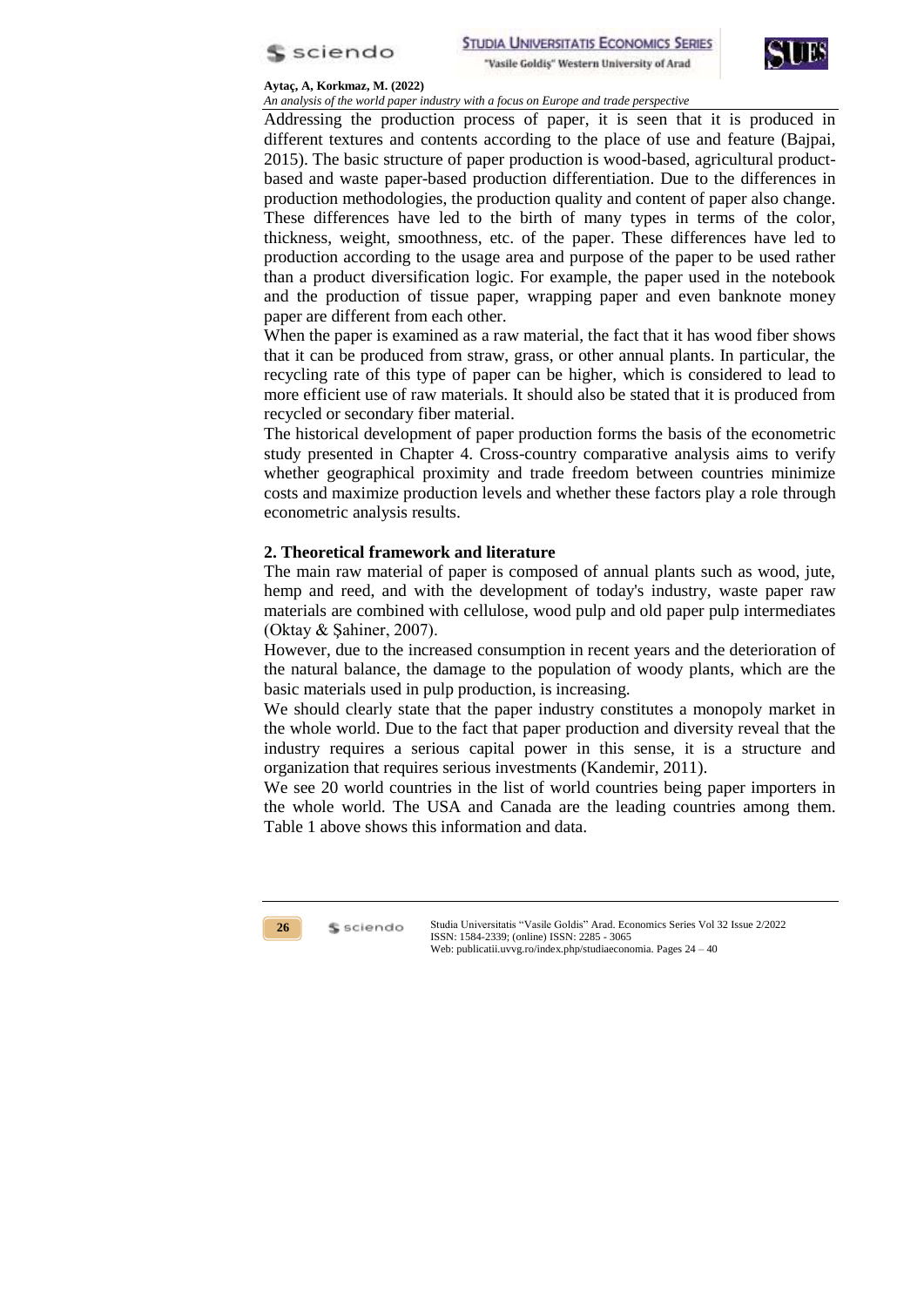Addressing the production process of paper, it is seen that it is produced in different textures and contents according to the place of use and feature (Bajpai, 2015). The basic structure of paper production is wood-based, agricultural product-based and waste paper-based production differentiation. Due to the differences in production methodologies, the production quality and content of paper also change. These differences have led to the birth of many types in terms of the color, thickness, weight, smoothness, etc. of the paper. These differences have led to production according to the usage area and purpose of the paper to be used rather than a product diversification logic. For example, the paper used in the notebook and the production of tissue paper, wrapping paper and even banknote money paper are different from each other.

When the paper is examined as a raw material, the fact that it has wood fiber shows that it can be produced from straw, grass, or other annual plants. In particular, the recycling rate of this type of paper can be higher, which is considered to lead to more efficient use of raw materials. It should also be stated that it is produced from recycled or secondary fiber material.

The historical development of paper production forms the basis of the econometric study presented in Chapter 4. Cross-country comparative analysis aims to verify whether geographical proximity and trade freedom between countries minimize costs and maximize production levels and whether these factors play a role through econometric analysis results.

## 2. Theoretical framework and literature

The main raw material of paper is composed of annual plants such as wood, jute, hemp and reed, and with the development of today's industry, waste paper raw materials are combined with cellulose, wood pulp and old paper pulp intermediates (Oktay & Şahiner, 2007).

However, due to the increased consumption in recent years and the deterioration of the natural balance, the damage to the population of woody plants, which are the basic materials used in pulp production, is increasing.

We should clearly state that the paper industry constitutes a monopoly market in the whole world. Due to the fact that paper production and diversity reveal that the industry requires a serious capital power in this sense, it is a structure and organization that requires serious investments (Kandemir, 2011).

We see 20 world countries in the list of world countries being paper importers in the whole world. The USA and Canada are the leading countries among them. Table 1 above shows this information and data.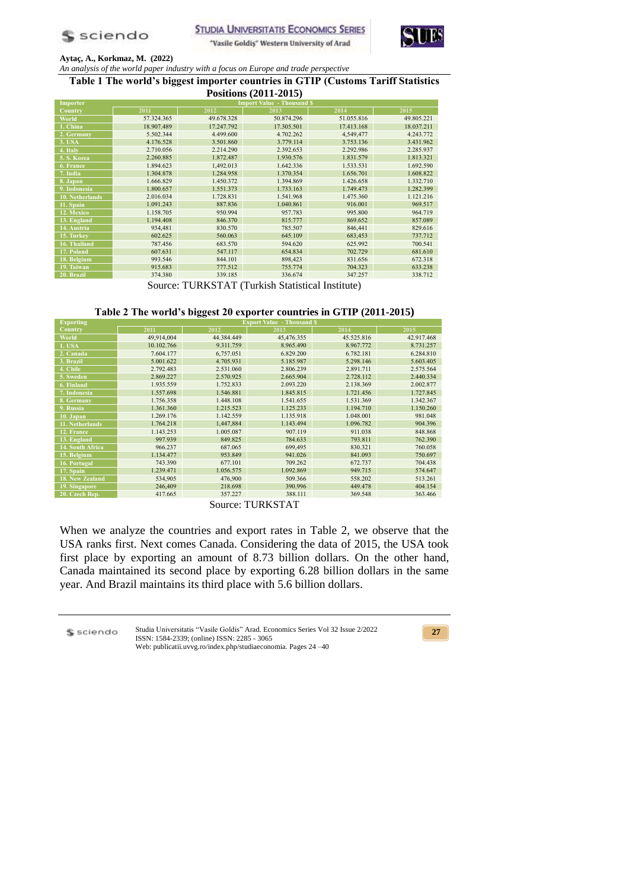**Table 1 The world's biggest importer countries in GTIP (Customs Tariff Statistics Positions (2011-2015)**

| Importer Country | Import Value - Thousand $ | | | | |
|---|---|---|---|---|---|
| | 2011 | 2012 | 2013 | 2014 | 2015 |
| World | 57.324.365 | 49.678.328 | 50.874.296 | 51.055.816 | 49.805.221 |
| 1. China | 18.907.489 | 17.247.792 | 17.305.501 | 17.413.168 | 18.037.211 |
| 2. Germany | 5.502.344 | 4.499.600 | 4.702.262 | 4,549,477 | 4.243.772 |
| 3. USA | 4.176.528 | 3.501.860 | 3.779.114 | 3.753.136 | 3.431.962 |
| 4. Italy | 2.710.056 | 2.214.290 | 2.392.653 | 2.292.986 | 2.285.937 |
| 5. S. Korea | 2.260.885 | 1.872.487 | 1.930.576 | 1.831.579 | 1.813.321 |
| 6. France | 1.894.623 | 1,492.013 | 1.642.336 | 1.533.531 | 1.692.590 |
| 7. India | 1.304.878 | 1.284.958 | 1.370.354 | 1.656.701 | 1.608.822 |
| 8. Japan | 1.666.829 | 1.450.372 | 1.394.869 | 1.426.658 | 1.332.710 |
| 9. Indonesia | 1.800.657 | 1.551.373 | 1.733.163 | 1.749.473 | 1.282.399 |
| 10. Netherlands | 2.016.034 | 1.728.831 | 1.541.968 | 1.475.360 | 1.121.216 |
| 11. Spain | 1.091.243 | 887.836 | 1.040.861 | 916.001 | 969.517 |
| 12. Mexico | 1.158.705 | 950.994 | 957.783 | 995.800 | 964.719 |
| 13. England | 1.194.408 | 846.370 | 815.777 | 869.652 | 857.089 |
| 14. Austria | 934,481 | 830.570 | 785.507 | 846,441 | 829.616 |
| 15. Turkey | 602.625 | 560.063 | 645.109 | 683,453 | 737.712 |
| 16. Thailand | 787.456 | 683.570 | 594.620 | 625.992 | 700.541 |
| 17. Poland | 607.631 | 547.117 | 654.834 | 702.729 | 681.610 |
| 18. Belgium | 993.546 | 844.101 | 898,423 | 831.656 | 672.318 |
| 19. Taiwan | 915.683 | 777.512 | 755.774 | 704.323 | 633.238 |
| 20. Brazil | 374.380 | 339.185 | 336.674 | 347.257 | 338.712 |

Source: TURKSTAT (Turkish Statistical Institute)

**Table 2 The world's biggest 20 exporter countries in GTIP (2011-2015)**

| Exporting Country | Export Value - Thousand $ | | | | |
|---|---|---|---|---|---|
| | 2011 | 2012 | 2013 | 2014 | 2015 |
| World | 49,914,004 | 44.384.449 | 45,476.355 | 45.525.816 | 42.917.468 |
| 1. USA | 10.102.766 | 9.311.759 | 8.965.490 | 8.967.772 | 8.731.257 |
| 2. Canada | 7.604.177 | 6,757.051 | 6.829.200 | 6.782.181 | 6.284.810 |
| 3. Brazil | 5.001.622 | 4.705.931 | 5.185.987 | 5.298.146 | 5.603.405 |
| 4. Chile | 2.792.483 | 2.531.060 | 2.806.239 | 2.891.711 | 2.575.564 |
| 5. Sweden | 2.869.227 | 2.570.925 | 2.665.904 | 2.728.112 | 2.440.334 |
| 6. Finland | 1.935.559 | 1.752.833 | 2.093.220 | 2.138.369 | 2.002.877 |
| 7. Indonesia | 1.557.698 | 1.546.881 | 1.845.815 | 1.721.456 | 1.727.845 |
| 8. Germany | 1.756.358 | 1.448.108 | 1.541.655 | 1.531.369 | 1.342.367 |
| 9. Russia | 1.361.360 | 1.215.523 | 1.125.233 | 1.194.710 | 1.150.260 |
| 10. Japan | 1.269.176 | 1.142.559 | 1.135.918 | 1.048.001 | 981.048 |
| 11. Netherlands | 1.764.218 | 1,447,884 | 1.143.494 | 1.096.782 | 904.396 |
| 12. France | 1.143.253 | 1.005.087 | 907.119 | 911.038 | 848.868 |
| 13. England | 997.939 | 849.825 | 784.633 | 793.811 | 762.390 |
| 14. South Africa | 966.237 | 687.065 | 699,495 | 830.321 | 760.058 |
| 15. Belgium | 1.134.477 | 953.849 | 941.026 | 841.093 | 750.697 |
| 16. Portugal | 743.390 | 677.101 | 709.262 | 672.737 | 704.438 |
| 17. Spain | 1.239.471 | 1.056.575 | 1.092.869 | 949.715 | 574.647 |
| 18. New Zealand | 534,905 | 476,900 | 509.366 | 558.202 | 513.261 |
| 19. Singapore | 246,409 | 218.698 | 390.996 | 449.478 | 404.154 |
| 20. Czech Rep. | 417.665 | 357.227 | 388.111 | 369.548 | 363.466 |

Source: TURKSTAT

When we analyze the countries and export rates in Table 2, we observe that the USA ranks first. Next comes Canada. Considering the data of 2015, the USA took first place by exporting an amount of 8.73 billion dollars. On the other hand, Canada maintained its second place by exporting 6.28 billion dollars in the same year. And Brazil maintains its third place with 5.6 billion dollars.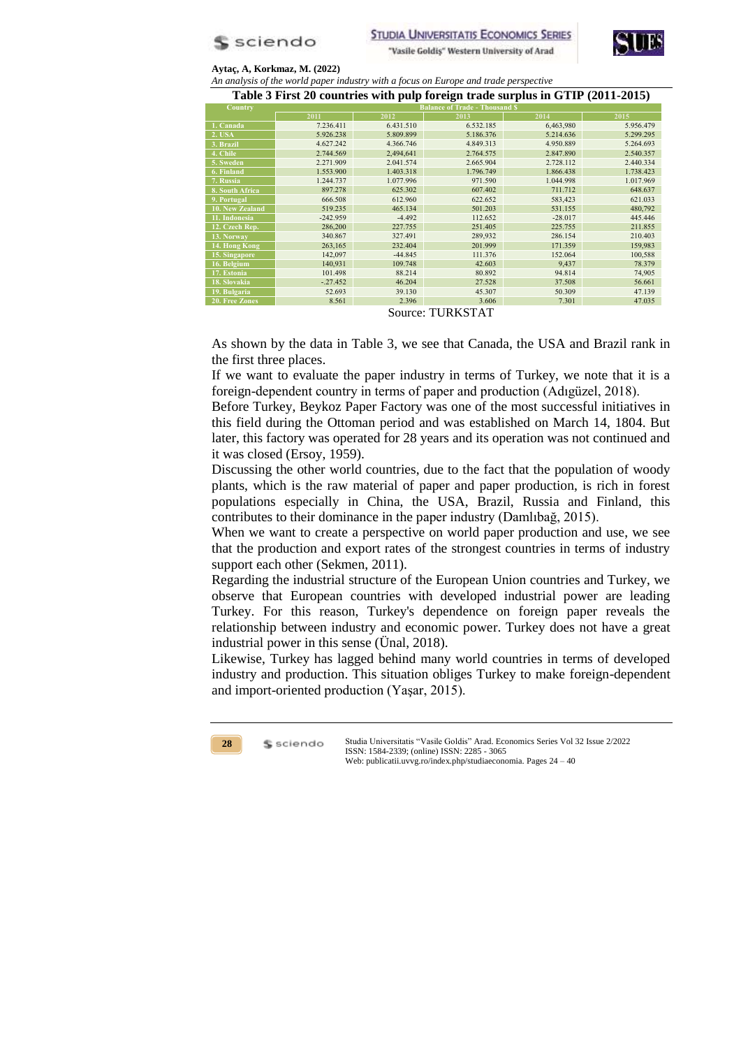**Table 3 First 20 countries with pulp foreign trade surplus in GTIP (2011-2015)**

| Country | Balance of Trade - Thousand $ | | | | |
|---|---|---|---|---|---|
| | 2011 | 2012 | 2013 | 2014 | 2015 |
| 1. Canada | 7.236.411 | 6.431.510 | 6.532.185 | 6,463,980 | 5.956.479 |
| 2. USA | 5.926.238 | 5.809.899 | 5.186.376 | 5.214.636 | 5.299.295 |
| 3. Brazil | 4.627.242 | 4.366.746 | 4.849.313 | 4.950.889 | 5.264.693 |
| 4. Chile | 2.744.569 | 2,494,641 | 2.764.575 | 2.847.890 | 2.540.357 |
| 5. Sweden | 2.271.909 | 2.041.574 | 2.665.904 | 2.728.112 | 2.440.334 |
| 6. Finland | 1.553.900 | 1.403.318 | 1.796.749 | 1.866.438 | 1.738.423 |
| 7. Russia | 1.244.737 | 1.077.996 | 971.590 | 1.044.998 | 1.017.969 |
| 8. South Africa | 897.278 | 625.302 | 607.402 | 711.712 | 648.637 |
| 9. Portugal | 666.508 | 612.960 | 622.652 | 583,423 | 621.033 |
| 10. New Zealand | 519.235 | 465.134 | 501.203 | 531.155 | 480,792 |
| 11. Indonesia | -242.959 | -4.492 | 112.652 | -28.017 | 445.446 |
| 12. Czech Rep. | 286,200 | 227.755 | 251.405 | 225.755 | 211.855 |
| 13. Norway | 340.867 | 327.491 | 289,932 | 286.154 | 210.403 |
| 14. Hong Kong | 263,165 | 232.404 | 201.999 | 171.359 | 159,983 |
| 15. Singapore | 142,097 | -44.845 | 111.376 | 152.064 | 100,588 |
| 16. Belgium | 140,931 | 109.748 | 42.603 | 9,437 | 78.379 |
| 17. Estonia | 101.498 | 88.214 | 80.892 | 94.814 | 74,905 |
| 18. Slovakia | -27.452 | 46.204 | 27.528 | 37.508 | 56.661 |
| 19. Bulgaria | 52.693 | 39.130 | 45.307 | 50.309 | 47.139 |
| 20. Free Zones | 8.561 | 2.396 | 3.606 | 7.301 | 47.035 |

Source: TURKSTAT

As shown by the data in Table 3, we see that Canada, the USA and Brazil rank in the first three places.

If we want to evaluate the paper industry in terms of Turkey, we note that it is a foreign-dependent country in terms of paper and production (Adıgüzel, 2018).

Before Turkey, Beykoz Paper Factory was one of the most successful initiatives in this field during the Ottoman period and was established on March 14, 1804. But later, this factory was operated for 28 years and its operation was not continued and it was closed (Ersoy, 1959).

Discussing the other world countries, due to the fact that the population of woody plants, which is the raw material of paper and paper production, is rich in forest populations especially in China, the USA, Brazil, Russia and Finland, this contributes to their dominance in the paper industry (Damlıbağ, 2015).

When we want to create a perspective on world paper production and use, we see that the production and export rates of the strongest countries in terms of industry support each other (Sekmen, 2011).

Regarding the industrial structure of the European Union countries and Turkey, we observe that European countries with developed industrial power are leading Turkey. For this reason, Turkey's dependence on foreign paper reveals the relationship between industry and economic power. Turkey does not have a great industrial power in this sense (Ünal, 2018).

Likewise, Turkey has lagged behind many world countries in terms of developed industry and production. This situation obliges Turkey to make foreign-dependent and import-oriented production (Yaşar, 2015).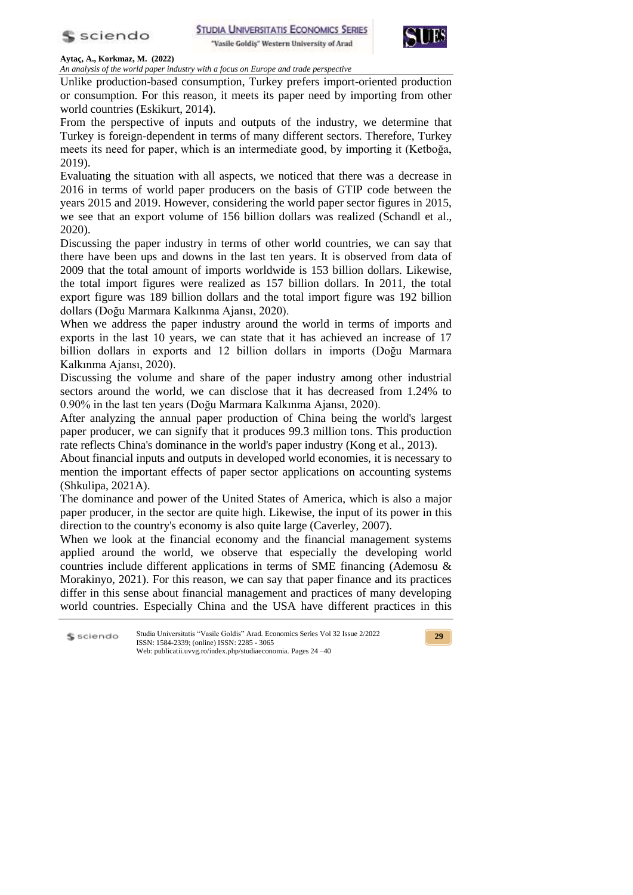Unlike production-based consumption, Turkey prefers import-oriented production or consumption. For this reason, it meets its paper need by importing from other world countries (Eskikurt, 2014).

From the perspective of inputs and outputs of the industry, we determine that Turkey is foreign-dependent in terms of many different sectors. Therefore, Turkey meets its need for paper, which is an intermediate good, by importing it (Ketboğa, 2019).

Evaluating the situation with all aspects, we noticed that there was a decrease in 2016 in terms of world paper producers on the basis of GTIP code between the years 2015 and 2019. However, considering the world paper sector figures in 2015, we see that an export volume of 156 billion dollars was realized (Schandl et al., 2020).

Discussing the paper industry in terms of other world countries, we can say that there have been ups and downs in the last ten years. It is observed from data of 2009 that the total amount of imports worldwide is 153 billion dollars. Likewise, the total import figures were realized as 157 billion dollars. In 2011, the total export figure was 189 billion dollars and the total import figure was 192 billion dollars (Doğu Marmara Kalkınma Ajansı, 2020).

When we address the paper industry around the world in terms of imports and exports in the last 10 years, we can state that it has achieved an increase of 17 billion dollars in exports and 12 billion dollars in imports (Doğu Marmara Kalkınma Ajansı, 2020).

Discussing the volume and share of the paper industry among other industrial sectors around the world, we can disclose that it has decreased from 1.24% to 0.90% in the last ten years (Doğu Marmara Kalkınma Ajansı, 2020).

After analyzing the annual paper production of China being the world's largest paper producer, we can signify that it produces 99.3 million tons. This production rate reflects China's dominance in the world's paper industry (Kong et al., 2013).

About financial inputs and outputs in developed world economies, it is necessary to mention the important effects of paper sector applications on accounting systems (Shkulipa, 2021A).

The dominance and power of the United States of America, which is also a major paper producer, in the sector are quite high. Likewise, the input of its power in this direction to the country's economy is also quite large (Caverley, 2007).

When we look at the financial economy and the financial management systems applied around the world, we observe that especially the developing world countries include different applications in terms of SME financing (Ademosu & Morakinyo, 2021). For this reason, we can say that paper finance and its practices differ in this sense about financial management and practices of many developing world countries. Especially China and the USA have different practices in this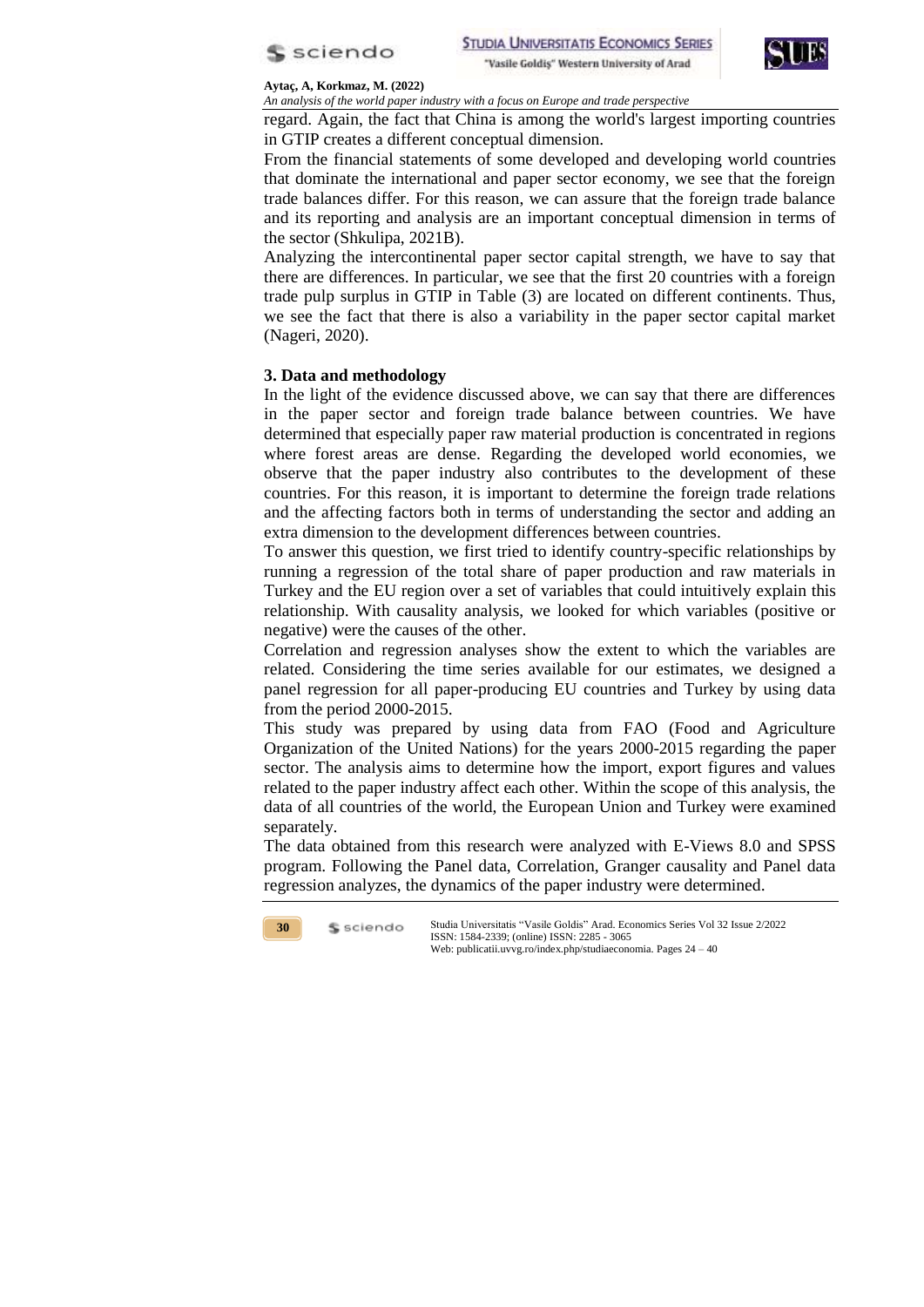regard. Again, the fact that China is among the world's largest importing countries in GTIP creates a different conceptual dimension.

From the financial statements of some developed and developing world countries that dominate the international and paper sector economy, we see that the foreign trade balances differ. For this reason, we can assure that the foreign trade balance and its reporting and analysis are an important conceptual dimension in terms of the sector (Shkulipa, 2021B).

Analyzing the intercontinental paper sector capital strength, we have to say that there are differences. In particular, we see that the first 20 countries with a foreign trade pulp surplus in GTIP in Table (3) are located on different continents. Thus, we see the fact that there is also a variability in the paper sector capital market (Nageri, 2020).

## 3. Data and methodology

In the light of the evidence discussed above, we can say that there are differences in the paper sector and foreign trade balance between countries. We have determined that especially paper raw material production is concentrated in regions where forest areas are dense. Regarding the developed world economies, we observe that the paper industry also contributes to the development of these countries. For this reason, it is important to determine the foreign trade relations and the affecting factors both in terms of understanding the sector and adding an extra dimension to the development differences between countries.

To answer this question, we first tried to identify country-specific relationships by running a regression of the total share of paper production and raw materials in Turkey and the EU region over a set of variables that could intuitively explain this relationship. With causality analysis, we looked for which variables (positive or negative) were the causes of the other.

Correlation and regression analyses show the extent to which the variables are related. Considering the time series available for our estimates, we designed a panel regression for all paper-producing EU countries and Turkey by using data from the period 2000-2015.

This study was prepared by using data from FAO (Food and Agriculture Organization of the United Nations) for the years 2000-2015 regarding the paper sector. The analysis aims to determine how the import, export figures and values related to the paper industry affect each other. Within the scope of this analysis, the data of all countries of the world, the European Union and Turkey were examined separately.

The data obtained from this research were analyzed with E-Views 8.0 and SPSS program. Following the Panel data, Correlation, Granger causality and Panel data regression analyzes, the dynamics of the paper industry were determined.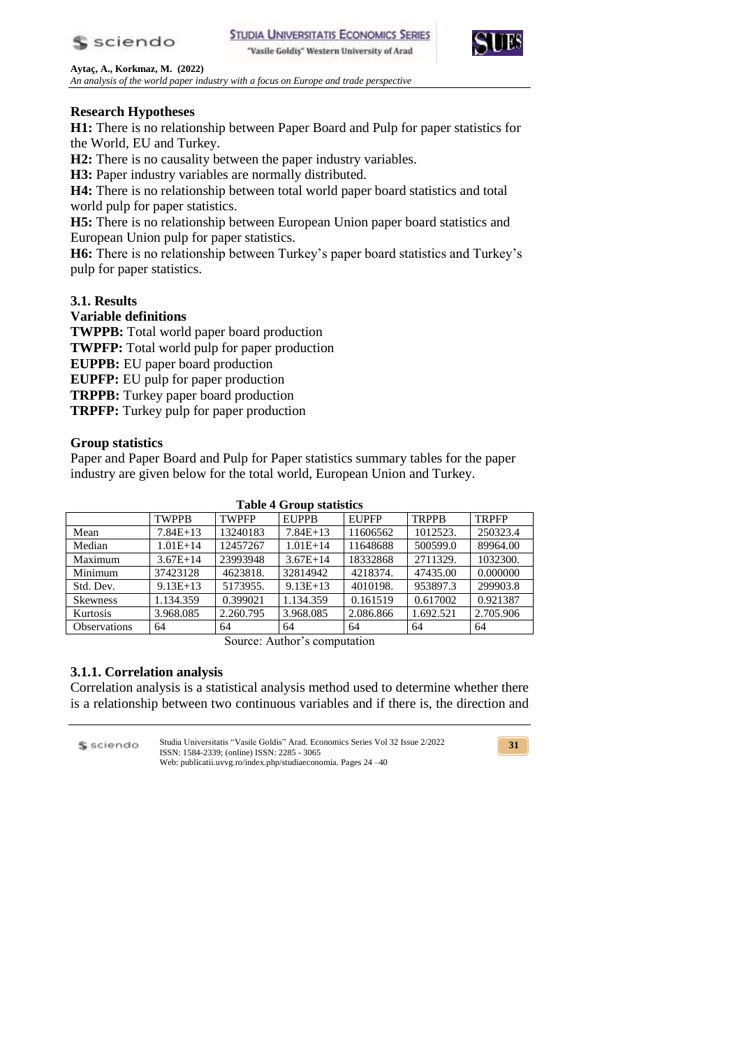**Research Hypotheses**

**H1:** There is no relationship between Paper Board and Pulp for paper statistics for the World, EU and Turkey.

**H2:** There is no causality between the paper industry variables.

**H3:** Paper industry variables are normally distributed.

**H4:** There is no relationship between total world paper board statistics and total world pulp for paper statistics.

**H5:** There is no relationship between European Union paper board statistics and European Union pulp for paper statistics.

**H6:** There is no relationship between Turkey's paper board statistics and Turkey's pulp for paper statistics.

## 3.1. Results

**Variable definitions**

**TWPPB:** Total world paper board production
**TWPFP:** Total world pulp for paper production
**EUPPB:** EU paper board production
**EUPFP:** EU pulp for paper production
**TRPPB:** Turkey paper board production
**TRPFP:** Turkey pulp for paper production

**Group statistics**

Paper and Paper Board and Pulp for Paper statistics summary tables for the paper industry are given below for the total world, European Union and Turkey.

**Table 4 Group statistics**

| | TWPPB | TWPFP | EUPPB | EUPFP | TRPPB | TRPFP |
|---|---|---|---|---|---|---|
| Mean | 7.84E+13 | 13240183 | 7.84E+13 | 11606562 | 1012523. | 250323.4 |
| Median | 1.01E+14 | 12457267 | 1.01E+14 | 11648688 | 500599.0 | 89964.00 |
| Maximum | 3.67E+14 | 23993948 | 3.67E+14 | 18332868 | 2711329. | 1032300. |
| Minimum | 37423128 | 4623818. | 32814942 | 4218374. | 47435.00 | 0.000000 |
| Std. Dev. | 9.13E+13 | 5173955. | 9.13E+13 | 4010198. | 953897.3 | 299903.8 |
| Skewness | 1.134.359 | 0.399021 | 1.134.359 | 0.161519 | 0.617002 | 0.921387 |
| Kurtosis | 3.968.085 | 2.260.795 | 3.968.085 | 2.086.866 | 1.692.521 | 2.705.906 |
| Observations | 64 | 64 | 64 | 64 | 64 | 64 |

Source: Author's computation

### 3.1.1. Correlation analysis

Correlation analysis is a statistical analysis method used to determine whether there is a relationship between two continuous variables and if there is, the direction and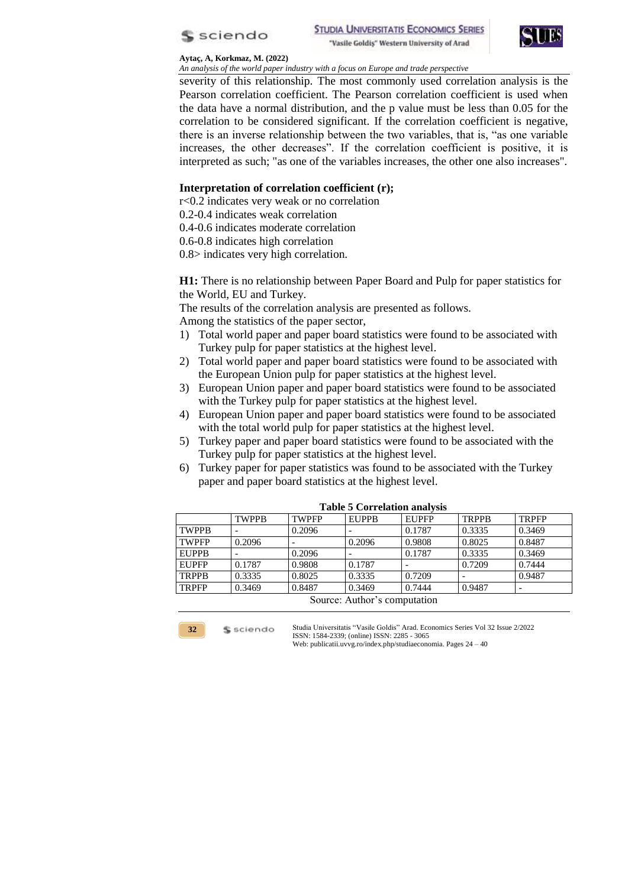severity of this relationship. The most commonly used correlation analysis is the Pearson correlation coefficient. The Pearson correlation coefficient is used when the data have a normal distribution, and the p value must be less than 0.05 for the correlation to be considered significant. If the correlation coefficient is negative, there is an inverse relationship between the two variables, that is, "as one variable increases, the other decreases". If the correlation coefficient is positive, it is interpreted as such; "as one of the variables increases, the other one also increases".

**Interpretation of correlation coefficient (r);**

r<0.2 indicates very weak or no correlation
0.2-0.4 indicates weak correlation
0.4-0.6 indicates moderate correlation
0.6-0.8 indicates high correlation
0.8> indicates very high correlation.

**H1:** There is no relationship between Paper Board and Pulp for paper statistics for the World, EU and Turkey.

The results of the correlation analysis are presented as follows.

Among the statistics of the paper sector,

1) Total world paper and paper board statistics were found to be associated with Turkey pulp for paper statistics at the highest level.
2) Total world paper and paper board statistics were found to be associated with the European Union pulp for paper statistics at the highest level.
3) European Union paper and paper board statistics were found to be associated with the Turkey pulp for paper statistics at the highest level.
4) European Union paper and paper board statistics were found to be associated with the total world pulp for paper statistics at the highest level.
5) Turkey paper and paper board statistics were found to be associated with the Turkey pulp for paper statistics at the highest level.
6) Turkey paper for paper statistics was found to be associated with the Turkey paper and paper board statistics at the highest level.

**Table 5 Correlation analysis**

| | TWPPB | TWPFP | EUPPB | EUPFP | TRPPB | TRPFP |
|---|---|---|---|---|---|---|
| TWPPB | - | 0.2096 | - | 0.1787 | 0.3335 | 0.3469 |
| TWPFP | 0.2096 | - | 0.2096 | 0.9808 | 0.8025 | 0.8487 |
| EUPPB | - | 0.2096 | - | 0.1787 | 0.3335 | 0.3469 |
| EUPFP | 0.1787 | 0.9808 | 0.1787 | - | 0.7209 | 0.7444 |
| TRPPB | 0.3335 | 0.8025 | 0.3335 | 0.7209 | - | 0.9487 |
| TRPFP | 0.3469 | 0.8487 | 0.3469 | 0.7444 | 0.9487 | - |

Source: Author's computation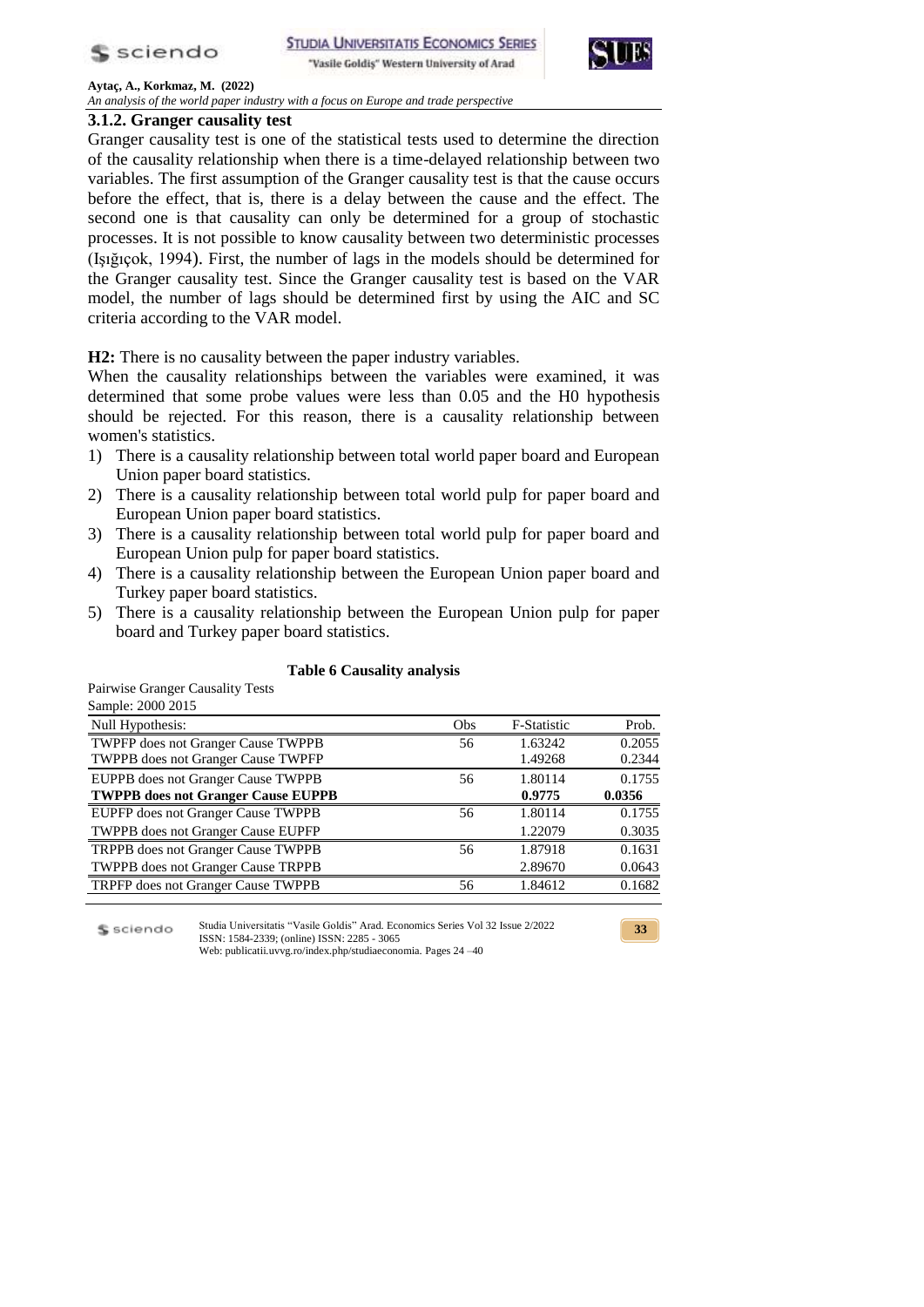### 3.1.2. Granger causality test

Granger causality test is one of the statistical tests used to determine the direction of the causality relationship when there is a time-delayed relationship between two variables. The first assumption of the Granger causality test is that the cause occurs before the effect, that is, there is a delay between the cause and the effect. The second one is that causality can only be determined for a group of stochastic processes. It is not possible to know causality between two deterministic processes (Işığıçok, 1994). First, the number of lags in the models should be determined for the Granger causality test. Since the Granger causality test is based on the VAR model, the number of lags should be determined first by using the AIC and SC criteria according to the VAR model.

**H2:** There is no causality between the paper industry variables.

When the causality relationships between the variables were examined, it was determined that some probe values were less than 0.05 and the H0 hypothesis should be rejected. For this reason, there is a causality relationship between women's statistics.

1) There is a causality relationship between total world paper board and European Union paper board statistics.
2) There is a causality relationship between total world pulp for paper board and European Union paper board statistics.
3) There is a causality relationship between total world pulp for paper board and European Union pulp for paper board statistics.
4) There is a causality relationship between the European Union paper board and Turkey paper board statistics.
5) There is a causality relationship between the European Union pulp for paper board and Turkey paper board statistics.

**Table 6 Causality analysis**

Pairwise Granger Causality Tests
Sample: 2000 2015

| Null Hypothesis: | Obs | F-Statistic | Prob. |
|---|---|---|---|
| TWPFP does not Granger Cause TWPPB | 56 | 1.63242 | 0.2055 |
| TWPPB does not Granger Cause TWPFP | | 1.49268 | 0.2344 |
| EUPPB does not Granger Cause TWPPB | 56 | 1.80114 | 0.1755 |
| **TWPPB does not Granger Cause EUPPB** | | **0.9775** | **0.0356** |
| EUPFP does not Granger Cause TWPPB | 56 | 1.80114 | 0.1755 |
| TWPPB does not Granger Cause EUPFP | | 1.22079 | 0.3035 |
| TRPPB does not Granger Cause TWPPB | 56 | 1.87918 | 0.1631 |
| TWPPB does not Granger Cause TRPPB | | 2.89670 | 0.0643 |
| TRPFP does not Granger Cause TWPPB | 56 | 1.84612 | 0.1682 |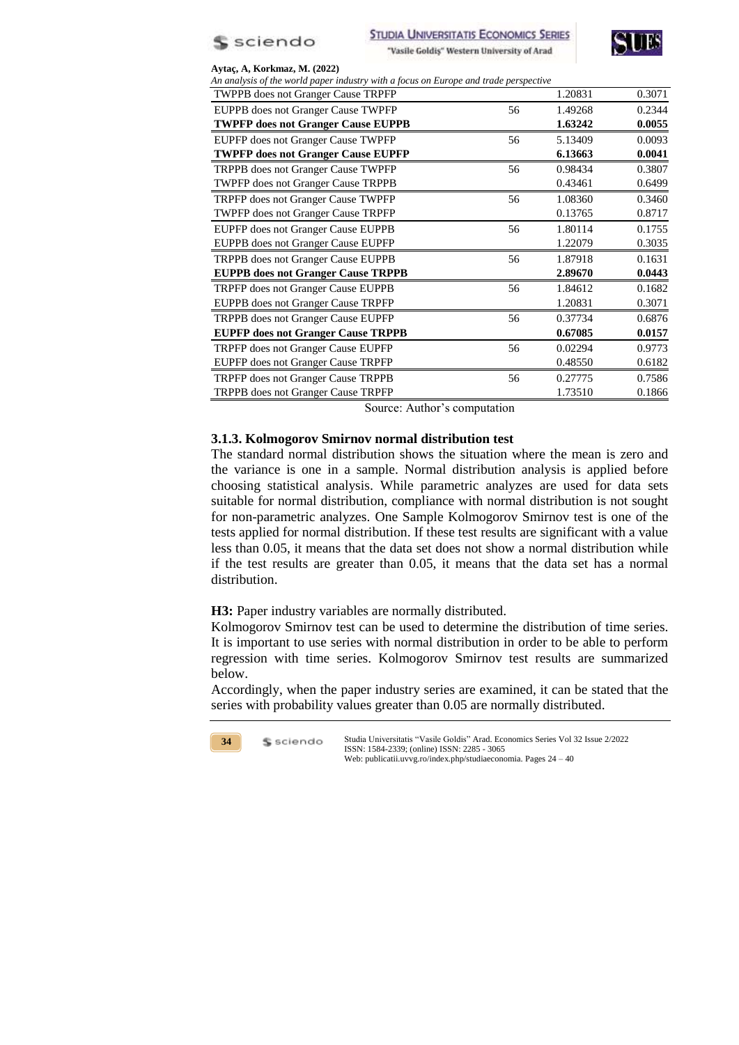| | | | |
|---|---|---|---|
| TWPPB does not Granger Cause TRPFP | | 1.20831 | 0.3071 |
| EUPPB does not Granger Cause TWPFP | 56 | 1.49268 | 0.2344 |
| **TWPFP does not Granger Cause EUPPB** | | **1.63242** | **0.0055** |
| EUPFP does not Granger Cause TWPFP | 56 | 5.13409 | 0.0093 |
| **TWPFP does not Granger Cause EUPFP** | | **6.13663** | **0.0041** |
| TRPPB does not Granger Cause TWPFP | 56 | 0.98434 | 0.3807 |
| TWPFP does not Granger Cause TRPPB | | 0.43461 | 0.6499 |
| TRPFP does not Granger Cause TWPFP | 56 | 1.08360 | 0.3460 |
| TWPFP does not Granger Cause TRPFP | | 0.13765 | 0.8717 |
| EUPFP does not Granger Cause EUPPB | 56 | 1.80114 | 0.1755 |
| EUPPB does not Granger Cause EUPFP | | 1.22079 | 0.3035 |
| TRPPB does not Granger Cause EUPPB | 56 | 1.87918 | 0.1631 |
| **EUPPB does not Granger Cause TRPPB** | | **2.89670** | **0.0443** |
| TRPFP does not Granger Cause EUPPB | 56 | 1.84612 | 0.1682 |
| EUPPB does not Granger Cause TRPFP | | 1.20831 | 0.3071 |
| TRPPB does not Granger Cause EUPFP | 56 | 0.37734 | 0.6876 |
| **EUPFP does not Granger Cause TRPPB** | | **0.67085** | **0.0157** |
| TRPFP does not Granger Cause EUPFP | 56 | 0.02294 | 0.9773 |
| EUPFP does not Granger Cause TRPFP | | 0.48550 | 0.6182 |
| TRPFP does not Granger Cause TRPPB | 56 | 0.27775 | 0.7586 |
| TRPPB does not Granger Cause TRPFP | | 1.73510 | 0.1866 |

Source: Author's computation

### 3.1.3. Kolmogorov Smirnov normal distribution test

The standard normal distribution shows the situation where the mean is zero and the variance is one in a sample. Normal distribution analysis is applied before choosing statistical analysis. While parametric analyzes are used for data sets suitable for normal distribution, compliance with normal distribution is not sought for non-parametric analyzes. One Sample Kolmogorov Smirnov test is one of the tests applied for normal distribution. If these test results are significant with a value less than 0.05, it means that the data set does not show a normal distribution while if the test results are greater than 0.05, it means that the data set has a normal distribution.

**H3:** Paper industry variables are normally distributed.

Kolmogorov Smirnov test can be used to determine the distribution of time series. It is important to use series with normal distribution in order to be able to perform regression with time series. Kolmogorov Smirnov test results are summarized below.

Accordingly, when the paper industry series are examined, it can be stated that the series with probability values greater than 0.05 are normally distributed.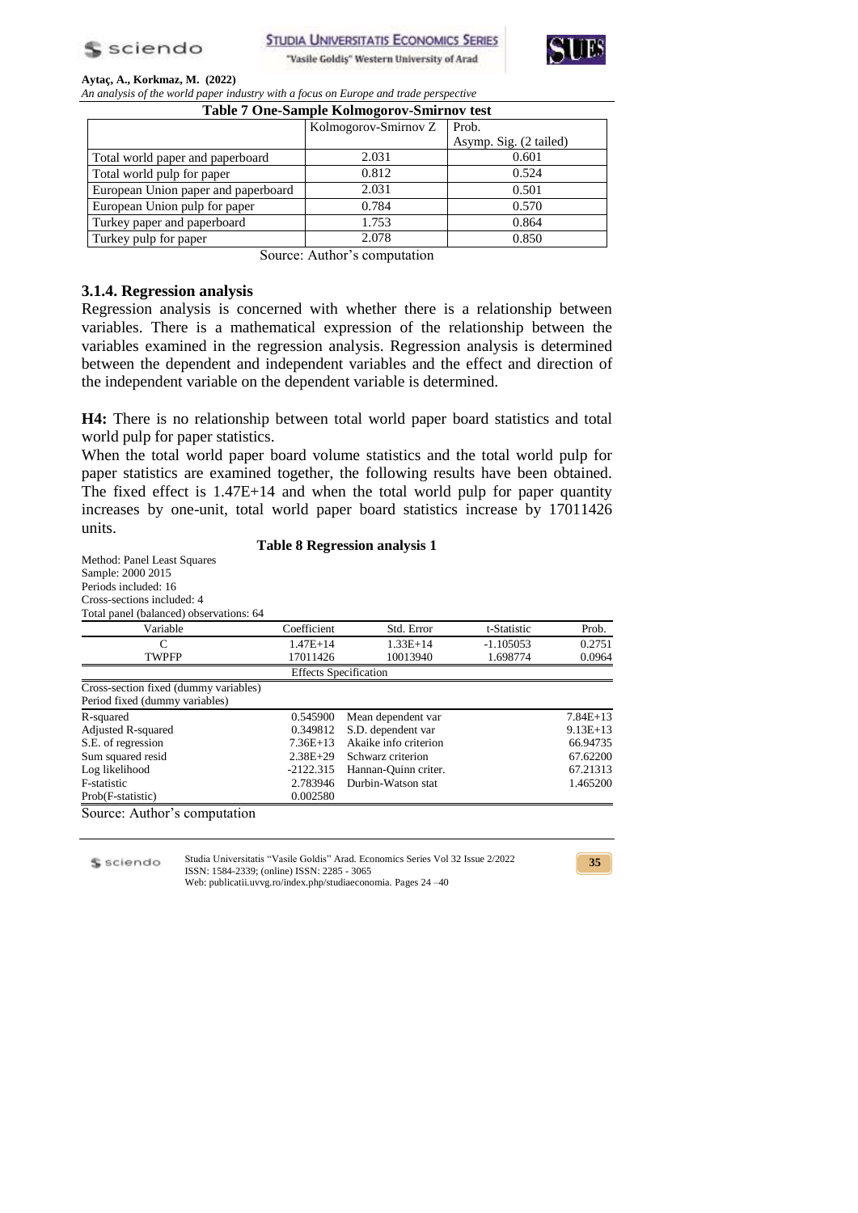**Table 7 One-Sample Kolmogorov-Smirnov test**

| | Kolmogorov-Smirnov Z | Prob. Asymp. Sig. (2 tailed) |
|---|---|---|
| Total world paper and paperboard | 2.031 | 0.601 |
| Total world pulp for paper | 0.812 | 0.524 |
| European Union paper and paperboard | 2.031 | 0.501 |
| European Union pulp for paper | 0.784 | 0.570 |
| Turkey paper and paperboard | 1.753 | 0.864 |
| Turkey pulp for paper | 2.078 | 0.850 |

Source: Author's computation

### 3.1.4. Regression analysis

Regression analysis is concerned with whether there is a relationship between variables. There is a mathematical expression of the relationship between the variables examined in the regression analysis. Regression analysis is determined between the dependent and independent variables and the effect and direction of the independent variable on the dependent variable is determined.

**H4:** There is no relationship between total world paper board statistics and total world pulp for paper statistics.

When the total world paper board volume statistics and the total world pulp for paper statistics are examined together, the following results have been obtained. The fixed effect is 1.47E+14 and when the total world pulp for paper quantity increases by one-unit, total world paper board statistics increase by 17011426 units.

**Table 8 Regression analysis 1**

Method: Panel Least Squares
Sample: 2000 2015
Periods included: 16
Cross-sections included: 4
Total panel (balanced) observations: 64

| Variable | Coefficient | Std. Error | t-Statistic | Prob. |
|---|---|---|---|---|
| C | 1.47E+14 | 1.33E+14 | -1.105053 | 0.2751 |
| TWPFP | 17011426 | 10013940 | 1.698774 | 0.0964 |

Effects Specification

Cross-section fixed (dummy variables)
Period fixed (dummy variables)

| | | | |
|---|---|---|---|
| R-squared | 0.545900 | Mean dependent var | 7.84E+13 |
| Adjusted R-squared | 0.349812 | S.D. dependent var | 9.13E+13 |
| S.E. of regression | 7.36E+13 | Akaike info criterion | 66.94735 |
| Sum squared resid | 2.38E+29 | Schwarz criterion | 67.62200 |
| Log likelihood | -2122.315 | Hannan-Quinn criter. | 67.21313 |
| F-statistic | 2.783946 | Durbin-Watson stat | 1.465200 |
| Prob(F-statistic) | 0.002580 | | |

Source: Author's computation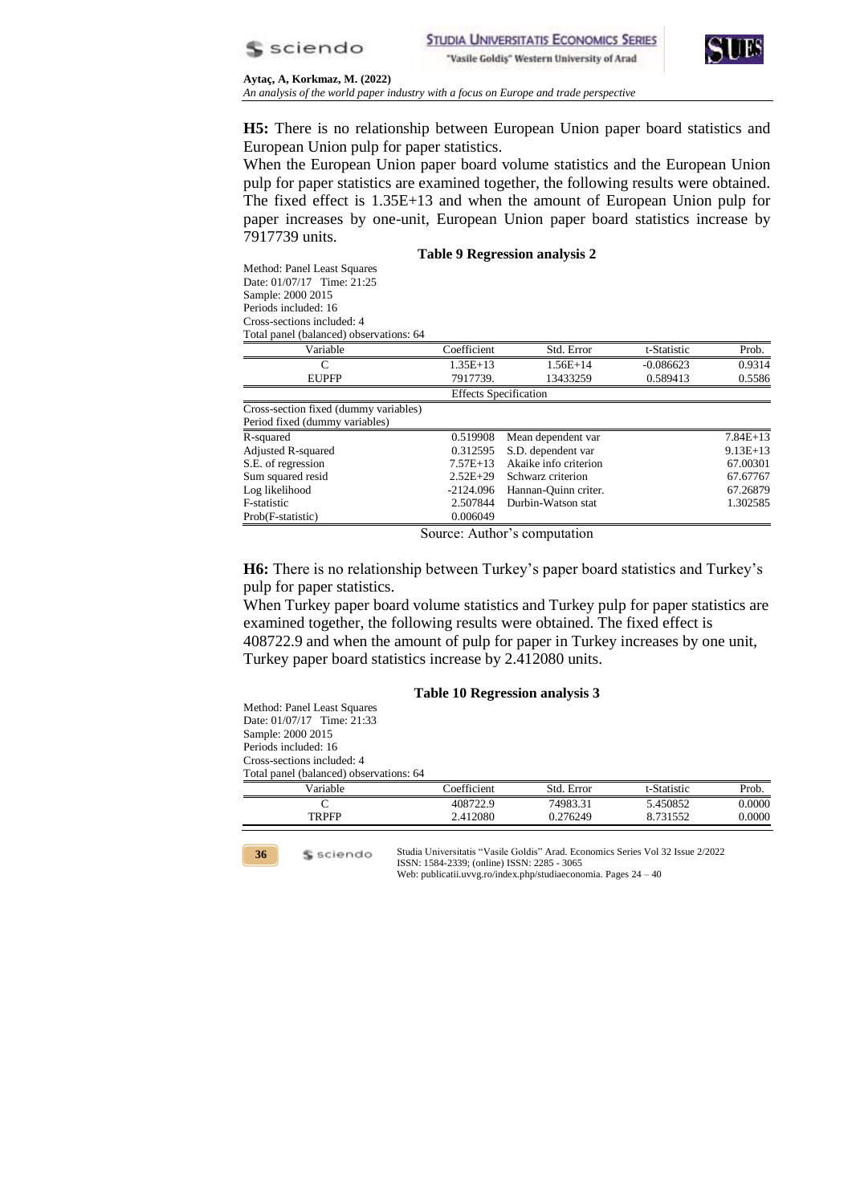**H5:** There is no relationship between European Union paper board statistics and European Union pulp for paper statistics.

When the European Union paper board volume statistics and the European Union pulp for paper statistics are examined together, the following results were obtained. The fixed effect is 1.35E+13 and when the amount of European Union pulp for paper increases by one-unit, European Union paper board statistics increase by 7917739 units.

**Table 9 Regression analysis 2**

Method: Panel Least Squares
Date: 01/07/17 Time: 21:25
Sample: 2000 2015
Periods included: 16
Cross-sections included: 4
Total panel (balanced) observations: 64

| Variable | Coefficient | Std. Error | t-Statistic | Prob. |
|---|---|---|---|---|
| C | 1.35E+13 | 1.56E+14 | -0.086623 | 0.9314 |
| EUPFP | 7917739. | 13433259 | 0.589413 | 0.5586 |

Effects Specification

Cross-section fixed (dummy variables)
Period fixed (dummy variables)

| | | | |
|---|---|---|---|
| R-squared | 0.519908 | Mean dependent var | 7.84E+13 |
| Adjusted R-squared | 0.312595 | S.D. dependent var | 9.13E+13 |
| S.E. of regression | 7.57E+13 | Akaike info criterion | 67.00301 |
| Sum squared resid | 2.52E+29 | Schwarz criterion | 67.67767 |
| Log likelihood | -2124.096 | Hannan-Quinn criter. | 67.26879 |
| F-statistic | 2.507844 | Durbin-Watson stat | 1.302585 |
| Prob(F-statistic) | 0.006049 | | |

Source: Author's computation

**H6:** There is no relationship between Turkey's paper board statistics and Turkey's pulp for paper statistics.

When Turkey paper board volume statistics and Turkey pulp for paper statistics are examined together, the following results were obtained. The fixed effect is 408722.9 and when the amount of pulp for paper in Turkey increases by one unit, Turkey paper board statistics increase by 2.412080 units.

**Table 10 Regression analysis 3**

Method: Panel Least Squares
Date: 01/07/17 Time: 21:33
Sample: 2000 2015
Periods included: 16
Cross-sections included: 4
Total panel (balanced) observations: 64

| Variable | Coefficient | Std. Error | t-Statistic | Prob. |
|---|---|---|---|---|
| C | 408722.9 | 74983.31 | 5.450852 | 0.0000 |
| TRPFP | 2.412080 | 0.276249 | 8.731552 | 0.0000 |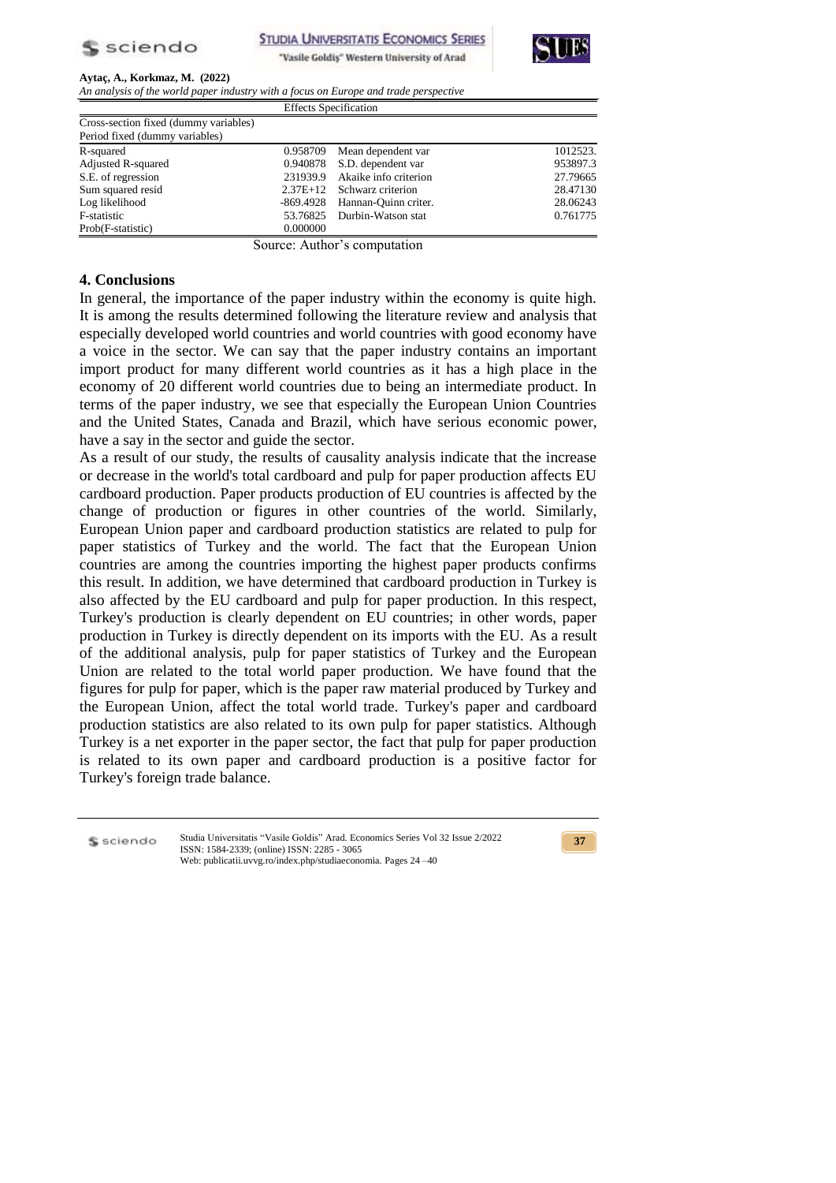| Effects Specification | | | |
|---|---|---|---|
| Cross-section fixed (dummy variables) | | | |
| Period fixed (dummy variables) | | | |
| R-squared | 0.958709 | Mean dependent var | 1012523. |
| Adjusted R-squared | 0.940878 | S.D. dependent var | 953897.3 |
| S.E. of regression | 231939.9 | Akaike info criterion | 27.79665 |
| Sum squared resid | 2.37E+12 | Schwarz criterion | 28.47130 |
| Log likelihood | -869.4928 | Hannan-Quinn criter. | 28.06243 |
| F-statistic | 53.76825 | Durbin-Watson stat | 0.761775 |
| Prob(F-statistic) | 0.000000 | | |

Source: Author's computation

## 4. Conclusions

In general, the importance of the paper industry within the economy is quite high. It is among the results determined following the literature review and analysis that especially developed world countries and world countries with good economy have a voice in the sector. We can say that the paper industry contains an important import product for many different world countries as it has a high place in the economy of 20 different world countries due to being an intermediate product. In terms of the paper industry, we see that especially the European Union Countries and the United States, Canada and Brazil, which have serious economic power, have a say in the sector and guide the sector.

As a result of our study, the results of causality analysis indicate that the increase or decrease in the world's total cardboard and pulp for paper production affects EU cardboard production. Paper products production of EU countries is affected by the change of production or figures in other countries of the world. Similarly, European Union paper and cardboard production statistics are related to pulp for paper statistics of Turkey and the world. The fact that the European Union countries are among the countries importing the highest paper products confirms this result. In addition, we have determined that cardboard production in Turkey is also affected by the EU cardboard and pulp for paper production. In this respect, Turkey's production is clearly dependent on EU countries; in other words, paper production in Turkey is directly dependent on its imports with the EU. As a result of the additional analysis, pulp for paper statistics of Turkey and the European Union are related to the total world paper production. We have found that the figures for pulp for paper, which is the paper raw material produced by Turkey and the European Union, affect the total world trade. Turkey's paper and cardboard production statistics are also related to its own pulp for paper statistics. Although Turkey is a net exporter in the paper sector, the fact that pulp for paper production is related to its own paper and cardboard production is a positive factor for Turkey's foreign trade balance.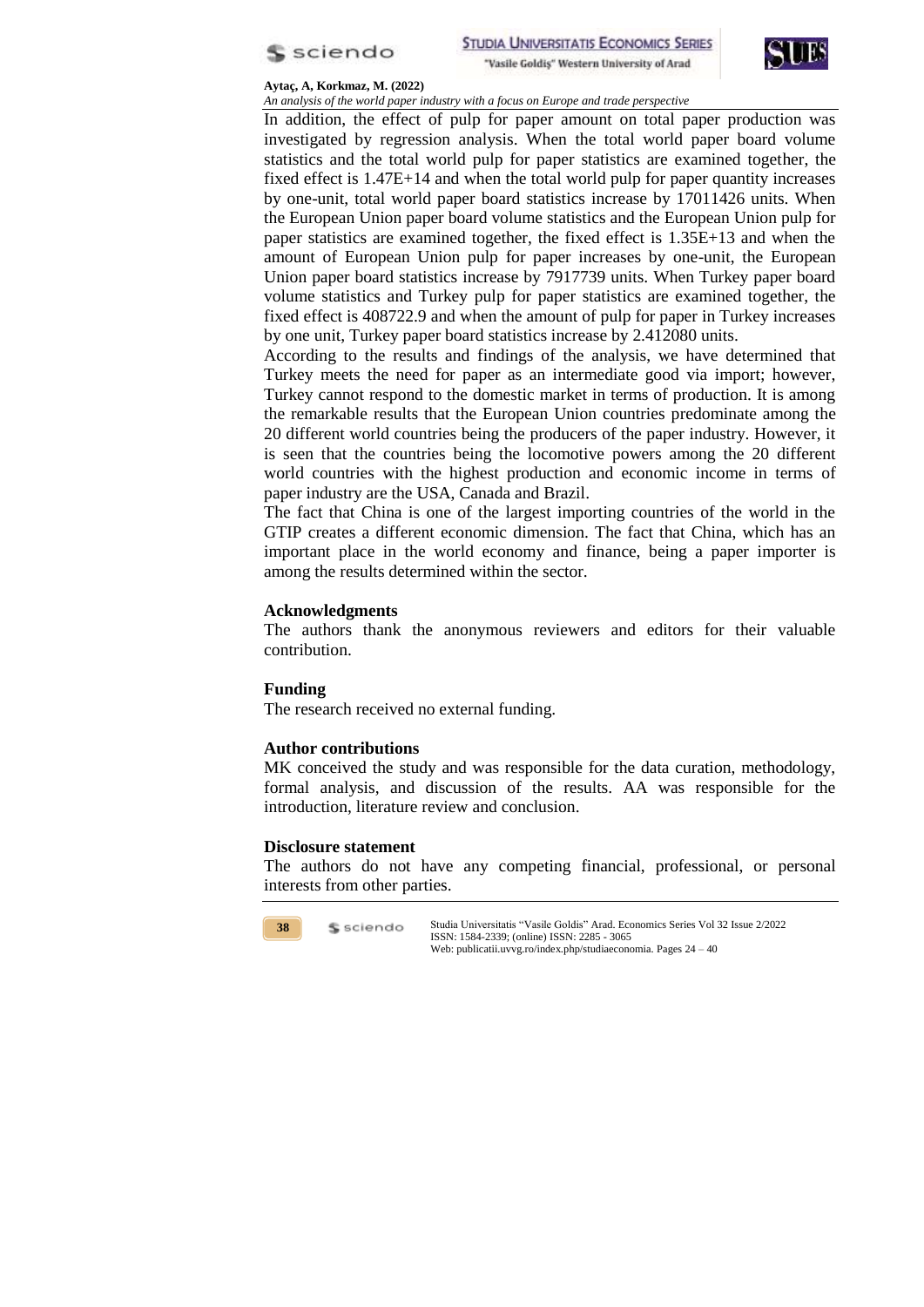In addition, the effect of pulp for paper amount on total paper production was investigated by regression analysis. When the total world paper board volume statistics and the total world pulp for paper statistics are examined together, the fixed effect is 1.47E+14 and when the total world pulp for paper quantity increases by one-unit, total world paper board statistics increase by 17011426 units. When the European Union paper board volume statistics and the European Union pulp for paper statistics are examined together, the fixed effect is 1.35E+13 and when the amount of European Union pulp for paper increases by one-unit, the European Union paper board statistics increase by 7917739 units. When Turkey paper board volume statistics and Turkey pulp for paper statistics are examined together, the fixed effect is 408722.9 and when the amount of pulp for paper in Turkey increases by one unit, Turkey paper board statistics increase by 2.412080 units.

According to the results and findings of the analysis, we have determined that Turkey meets the need for paper as an intermediate good via import; however, Turkey cannot respond to the domestic market in terms of production. It is among the remarkable results that the European Union countries predominate among the 20 different world countries being the producers of the paper industry. However, it is seen that the countries being the locomotive powers among the 20 different world countries with the highest production and economic income in terms of paper industry are the USA, Canada and Brazil.

The fact that China is one of the largest importing countries of the world in the GTIP creates a different economic dimension. The fact that China, which has an important place in the world economy and finance, being a paper importer is among the results determined within the sector.

### Acknowledgments

The authors thank the anonymous reviewers and editors for their valuable contribution.

### Funding

The research received no external funding.

### Author contributions

MK conceived the study and was responsible for the data curation, methodology, formal analysis, and discussion of the results. AA was responsible for the introduction, literature review and conclusion.

### Disclosure statement

The authors do not have any competing financial, professional, or personal interests from other parties.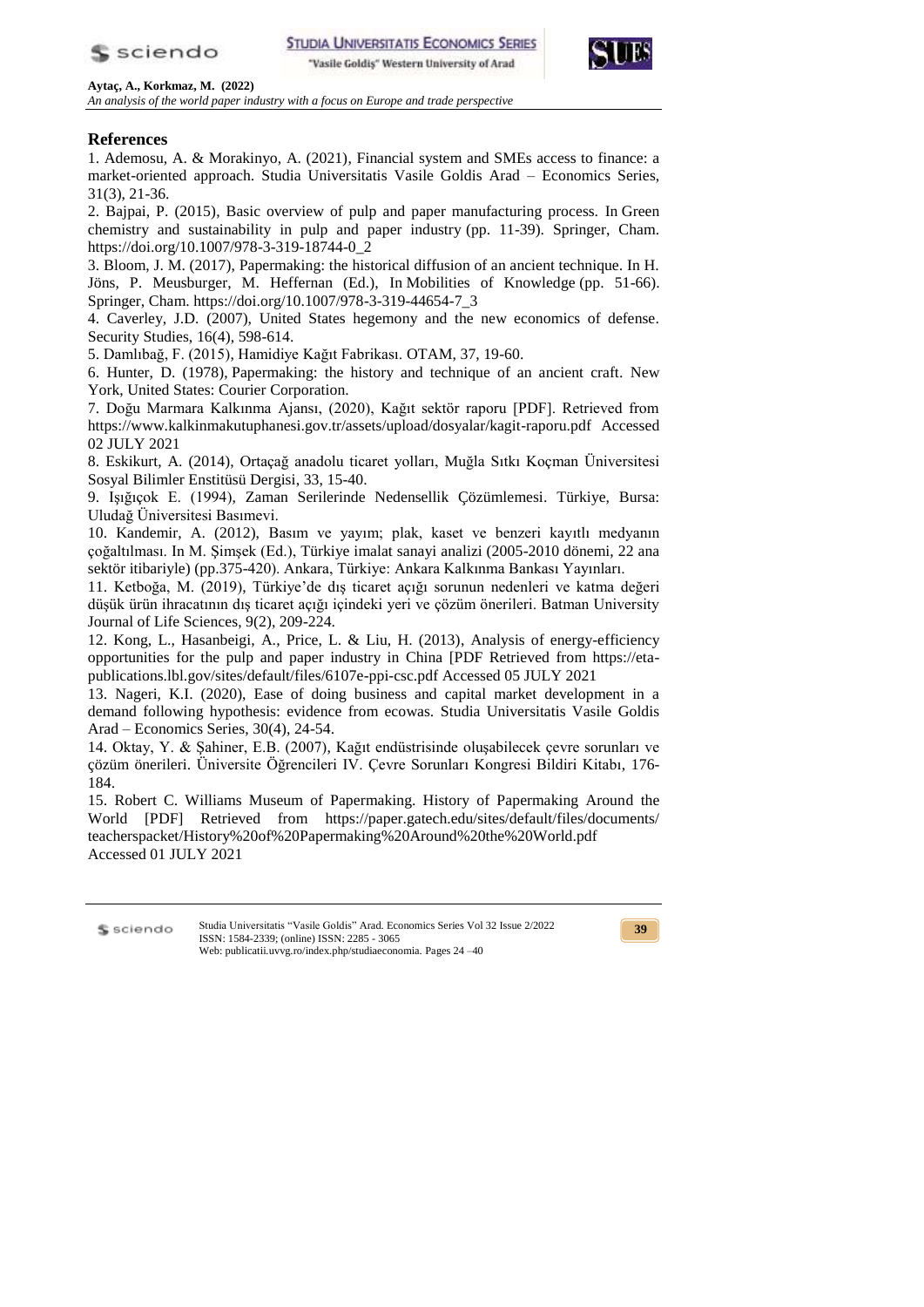## References

1. Ademosu, A. & Morakinyo, A. (2021), Financial system and SMEs access to finance: a market-oriented approach. Studia Universitatis Vasile Goldis Arad – Economics Series, 31(3), 21-36.
2. Bajpai, P. (2015), Basic overview of pulp and paper manufacturing process. In Green chemistry and sustainability in pulp and paper industry (pp. 11-39). Springer, Cham. https://doi.org/10.1007/978-3-319-18744-0_2
3. Bloom, J. M. (2017), Papermaking: the historical diffusion of an ancient technique. In H. Jöns, P. Meusburger, M. Heffernan (Ed.), In Mobilities of Knowledge (pp. 51-66). Springer, Cham. https://doi.org/10.1007/978-3-319-44654-7_3
4. Caverley, J.D. (2007), United States hegemony and the new economics of defense. Security Studies, 16(4), 598-614.
5. Damlıbağ, F. (2015), Hamidiye Kağıt Fabrikası. OTAM, 37, 19-60.
6. Hunter, D. (1978), Papermaking: the history and technique of an ancient craft. New York, United States: Courier Corporation.
7. Doğu Marmara Kalkınma Ajansı, (2020), Kağıt sektör raporu [PDF]. Retrieved from https://www.kalkinmakutuphanesi.gov.tr/assets/upload/dosyalar/kagit-raporu.pdf Accessed 02 JULY 2021
8. Eskikurt, A. (2014), Ortaçağ anadolu ticaret yolları, Muğla Sıtkı Koçman Üniversitesi Sosyal Bilimler Enstitüsü Dergisi, 33, 15-40.
9. Işığıçok E. (1994), Zaman Serilerinde Nedensellik Çözümlemesi. Türkiye, Bursa: Uludağ Üniversitesi Basımevi.
10. Kandemir, A. (2012), Basım ve yayım; plak, kaset ve benzeri kayıtlı medyanın çoğaltılması. In M. Şimşek (Ed.), Türkiye imalat sanayi analizi (2005-2010 dönemi, 22 ana sektör itibariyle) (pp.375-420). Ankara, Türkiye: Ankara Kalkınma Bankası Yayınları.
11. Ketboğa, M. (2019), Türkiye'de dış ticaret açığı sorunun nedenleri ve katma değeri düşük ürün ihracatının dış ticaret açığı içindeki yeri ve çözüm önerileri. Batman University Journal of Life Sciences, 9(2), 209-224.
12. Kong, L., Hasanbeigi, A., Price, L. & Liu, H. (2013), Analysis of energy-efficiency opportunities for the pulp and paper industry in China [PDF Retrieved from https://eta-publications.lbl.gov/sites/default/files/6107e-ppi-csc.pdf Accessed 05 JULY 2021
13. Nageri, K.I. (2020), Ease of doing business and capital market development in a demand following hypothesis: evidence from ecowas. Studia Universitatis Vasile Goldis Arad – Economics Series, 30(4), 24-54.
14. Oktay, Y. & Şahiner, E.B. (2007), Kağıt endüstrisinde oluşabilecek çevre sorunları ve çözüm önerileri. Üniversite Öğrencileri IV. Çevre Sorunları Kongresi Bildiri Kitabı, 176-184.
15. Robert C. Williams Museum of Papermaking. History of Papermaking Around the World [PDF] Retrieved from https://paper.gatech.edu/sites/default/files/documents/teacherspacket/History%20of%20Papermaking%20Around%20the%20World.pdf Accessed 01 JULY 2021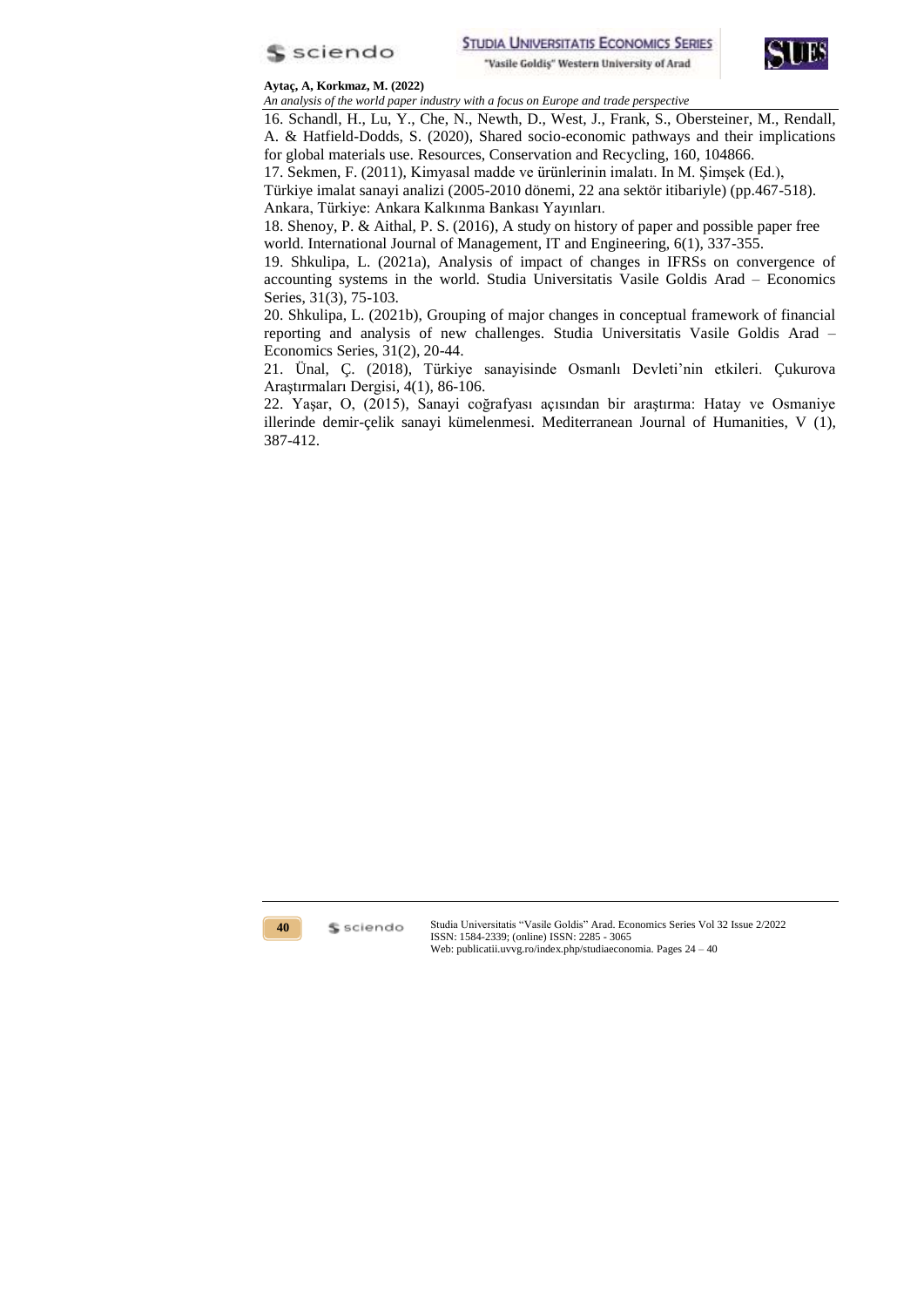16. Schandl, H., Lu, Y., Che, N., Newth, D., West, J., Frank, S., Obersteiner, M., Rendall, A. & Hatfield-Dodds, S. (2020), Shared socio-economic pathways and their implications for global materials use. Resources, Conservation and Recycling, 160, 104866.

17. Sekmen, F. (2011), Kimyasal madde ve ürünlerinin imalatı. In M. Şimşek (Ed.), Türkiye imalat sanayi analizi (2005-2010 dönemi, 22 ana sektör itibariyle) (pp.467-518). Ankara, Türkiye: Ankara Kalkınma Bankası Yayınları.

18. Shenoy, P. & Aithal, P. S. (2016), A study on history of paper and possible paper free world. International Journal of Management, IT and Engineering, 6(1), 337-355.

19. Shkulipa, L. (2021a), Analysis of impact of changes in IFRSs on convergence of accounting systems in the world. Studia Universitatis Vasile Goldis Arad – Economics Series, 31(3), 75-103.

20. Shkulipa, L. (2021b), Grouping of major changes in conceptual framework of financial reporting and analysis of new challenges. Studia Universitatis Vasile Goldis Arad – Economics Series, 31(2), 20-44.

21. Ünal, Ç. (2018), Türkiye sanayisinde Osmanlı Devleti'nin etkileri. Çukurova Araştırmaları Dergisi, 4(1), 86-106.

22. Yaşar, O, (2015), Sanayi coğrafyası açısından bir araştırma: Hatay ve Osmaniye illerinde demir-çelik sanayi kümelenmesi. Mediterranean Journal of Humanities, V (1), 387-412.